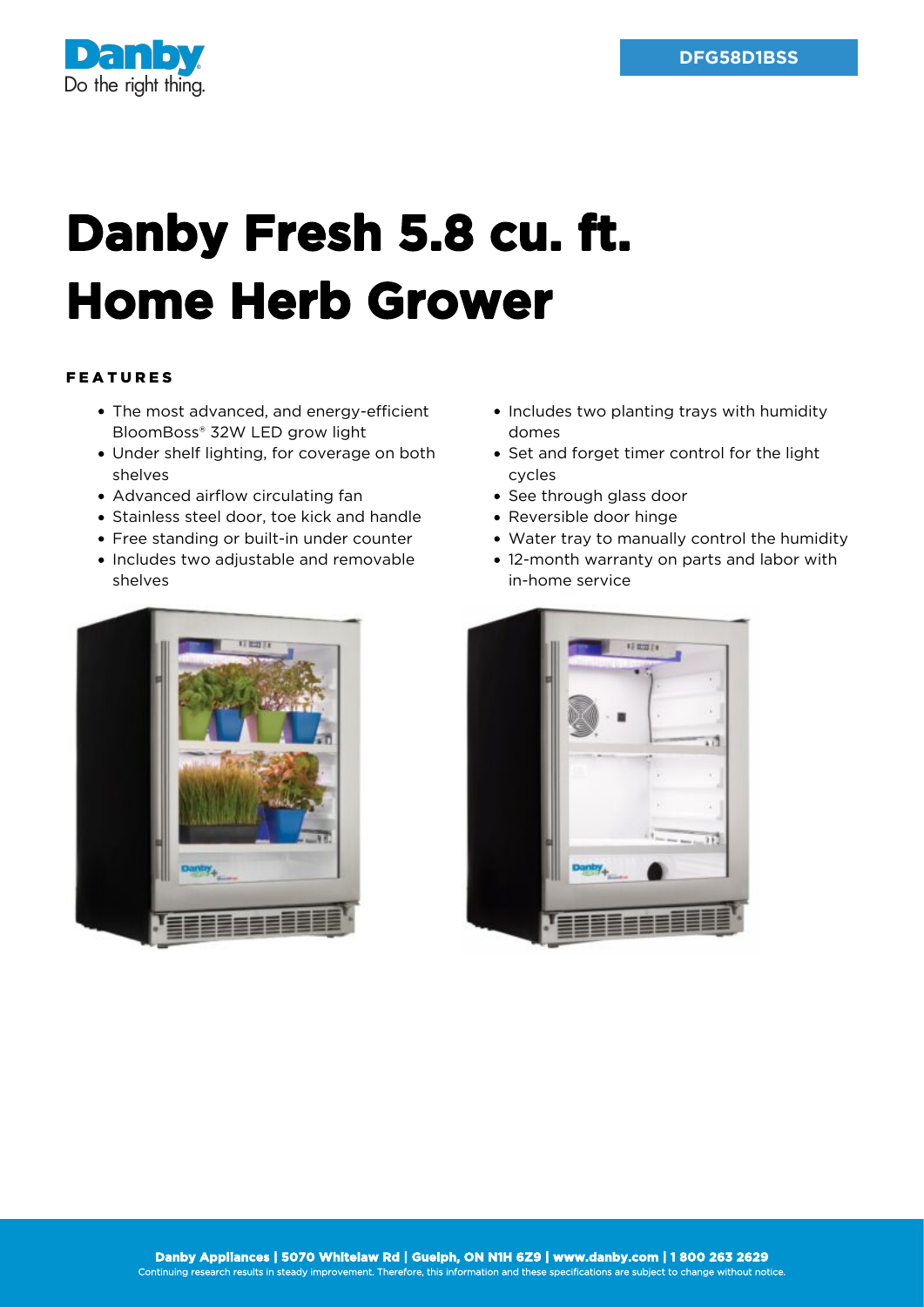Danby
Do the right thing.

DFG58D1BSS

# Danby Fresh 5.8 cu. ft. Home Herb Grower

### FEATURES

- The most advanced, and energy-efficient BloomBoss® 32W LED grow light
- Under shelf lighting, for coverage on both shelves
- Advanced airflow circulating fan
- Stainless steel door, toe kick and handle
- Free standing or built-in under counter
- Includes two adjustable and removable shelves
- Includes two planting trays with humidity domes
- Set and forget timer control for the light cycles
- See through glass door
- Reversible door hinge
- Water tray to manually control the humidity
- 12-month warranty on parts and labor with in-home service

**Danby Appliances | 5070 Whitelaw Rd | Guelph, ON N1H 6Z9 | www.danby.com | 1 800 263 2629**
Continuing research results in steady improvement. Therefore, this information and these specifications are subject to change without notice.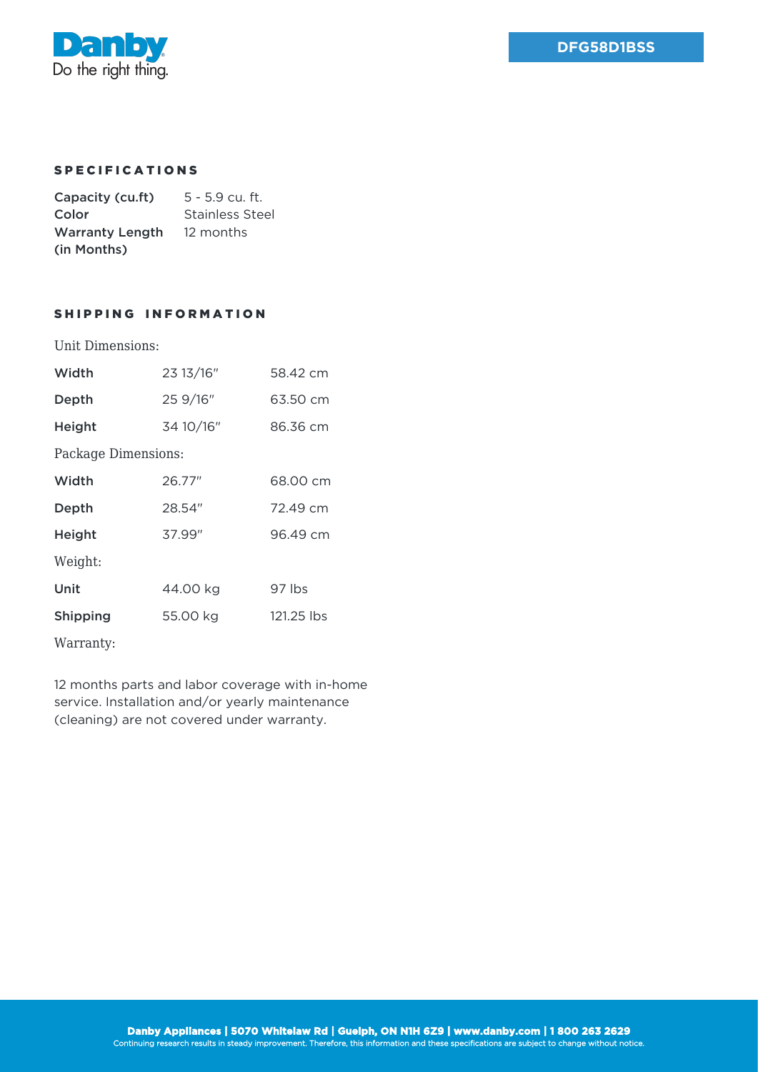DFG58D1BSS

## SPECIFICATIONS

| | |
|---|---|
| **Capacity (cu.ft)** | 5 - 5.9 cu. ft. |
| **Color** | Stainless Steel |
| **Warranty Length (in Months)** | 12 months |

## SHIPPING INFORMATION

Unit Dimensions:

| | | |
|---|---|---|
| **Width** | 23 13/16" | 58.42 cm |
| **Depth** | 25 9/16" | 63.50 cm |
| **Height** | 34 10/16" | 86.36 cm |

Package Dimensions:

| | | |
|---|---|---|
| **Width** | 26.77" | 68.00 cm |
| **Depth** | 28.54" | 72.49 cm |
| **Height** | 37.99" | 96.49 cm |

Weight:

| | | |
|---|---|---|
| **Unit** | 44.00 kg | 97 lbs |
| **Shipping** | 55.00 kg | 121.25 lbs |

Warranty:

12 months parts and labor coverage with in-home service. Installation and/or yearly maintenance (cleaning) are not covered under warranty.

**Danby Appliances | 5070 Whitelaw Rd | Guelph, ON N1H 6Z9 | www.danby.com | 1 800 263 2629**
Continuing research results in steady improvement. Therefore, this information and these specifications are subject to change without notice.